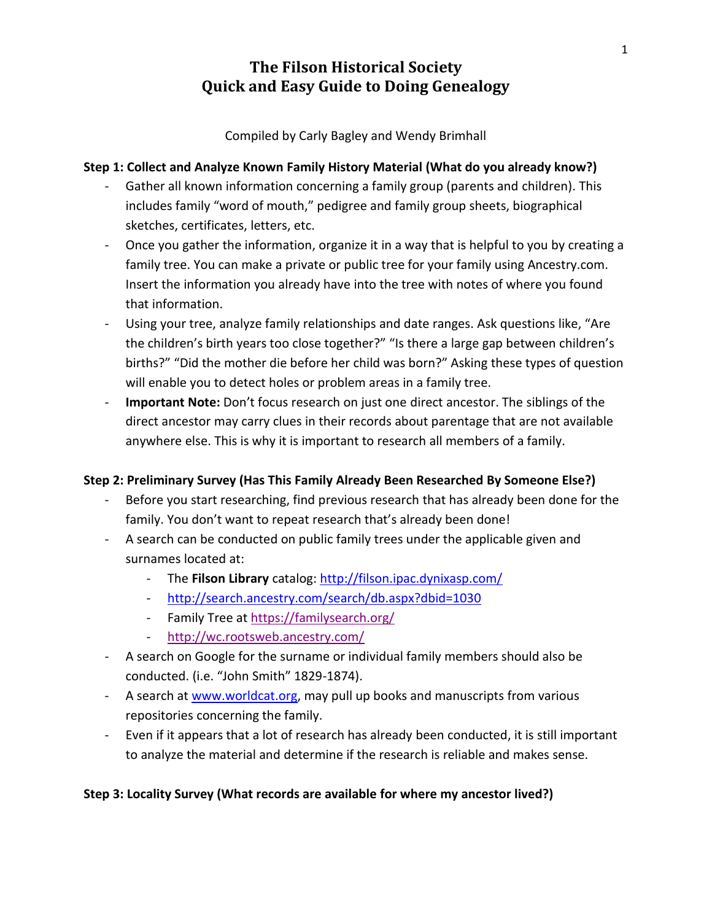# The Filson Historical Society
# Quick and Easy Guide to Doing Genealogy

Compiled by Carly Bagley and Wendy Brimhall

**Step 1: Collect and Analyze Known Family History Material (What do you already know?)**

- Gather all known information concerning a family group (parents and children). This includes family "word of mouth," pedigree and family group sheets, biographical sketches, certificates, letters, etc.
- Once you gather the information, organize it in a way that is helpful to you by creating a family tree. You can make a private or public tree for your family using Ancestry.com. Insert the information you already have into the tree with notes of where you found that information.
- Using your tree, analyze family relationships and date ranges. Ask questions like, "Are the children's birth years too close together?" "Is there a large gap between children's births?" "Did the mother die before her child was born?" Asking these types of question will enable you to detect holes or problem areas in a family tree.
- **Important Note:** Don't focus research on just one direct ancestor. The siblings of the direct ancestor may carry clues in their records about parentage that are not available anywhere else. This is why it is important to research all members of a family.

**Step 2: Preliminary Survey (Has This Family Already Been Researched By Someone Else?)**

- Before you start researching, find previous research that has already been done for the family. You don't want to repeat research that's already been done!
- A search can be conducted on public family trees under the applicable given and surnames located at:
    - The **Filson Library** catalog: http://filson.ipac.dynixasp.com/
    - http://search.ancestry.com/search/db.aspx?dbid=1030
    - Family Tree at https://familysearch.org/
    - http://wc.rootsweb.ancestry.com/
- A search on Google for the surname or individual family members should also be conducted. (i.e. "John Smith" 1829-1874).
- A search at www.worldcat.org, may pull up books and manuscripts from various repositories concerning the family.
- Even if it appears that a lot of research has already been conducted, it is still important to analyze the material and determine if the research is reliable and makes sense.

**Step 3: Locality Survey (What records are available for where my ancestor lived?)**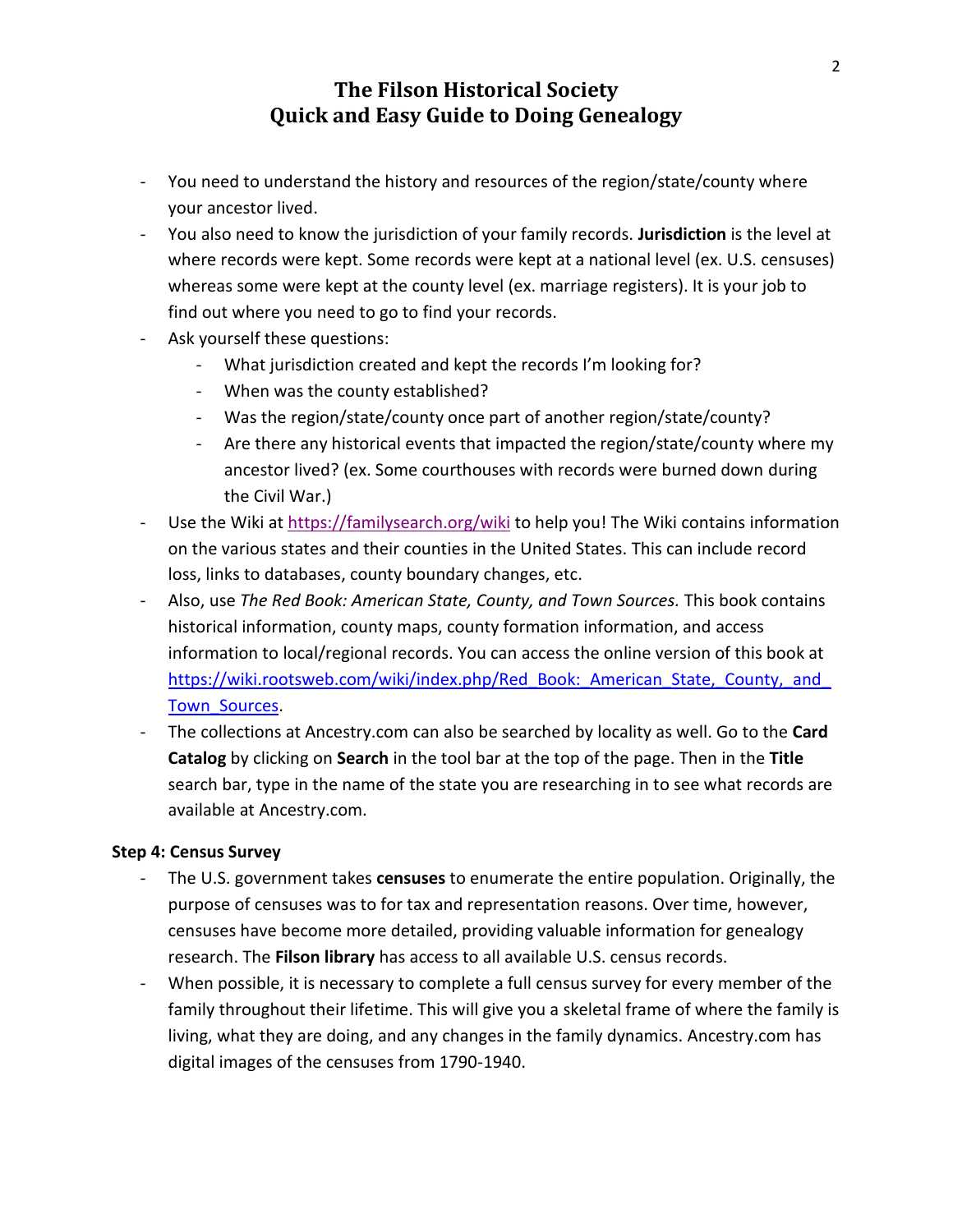- You need to understand the history and resources of the region/state/county where your ancestor lived.
- You also need to know the jurisdiction of your family records. **Jurisdiction** is the level at where records were kept. Some records were kept at a national level (ex. U.S. censuses) whereas some were kept at the county level (ex. marriage registers). It is your job to find out where you need to go to find your records.
- Ask yourself these questions:
    - What jurisdiction created and kept the records I'm looking for?
    - When was the county established?
    - Was the region/state/county once part of another region/state/county?
    - Are there any historical events that impacted the region/state/county where my ancestor lived? (ex. Some courthouses with records were burned down during the Civil War.)
- Use the Wiki at https://familysearch.org/wiki to help you! The Wiki contains information on the various states and their counties in the United States. This can include record loss, links to databases, county boundary changes, etc.
- Also, use *The Red Book: American State, County, and Town Sources.* This book contains historical information, county maps, county formation information, and access information to local/regional records. You can access the online version of this book at https://wiki.rootsweb.com/wiki/index.php/Red_Book:_American_State,_County,_and_Town_Sources.
- The collections at Ancestry.com can also be searched by locality as well. Go to the **Card Catalog** by clicking on **Search** in the tool bar at the top of the page. Then in the **Title** search bar, type in the name of the state you are researching in to see what records are available at Ancestry.com.

**Step 4: Census Survey**

- The U.S. government takes **censuses** to enumerate the entire population. Originally, the purpose of censuses was to for tax and representation reasons. Over time, however, censuses have become more detailed, providing valuable information for genealogy research. The **Filson library** has access to all available U.S. census records.
- When possible, it is necessary to complete a full census survey for every member of the family throughout their lifetime. This will give you a skeletal frame of where the family is living, what they are doing, and any changes in the family dynamics. Ancestry.com has digital images of the censuses from 1790-1940.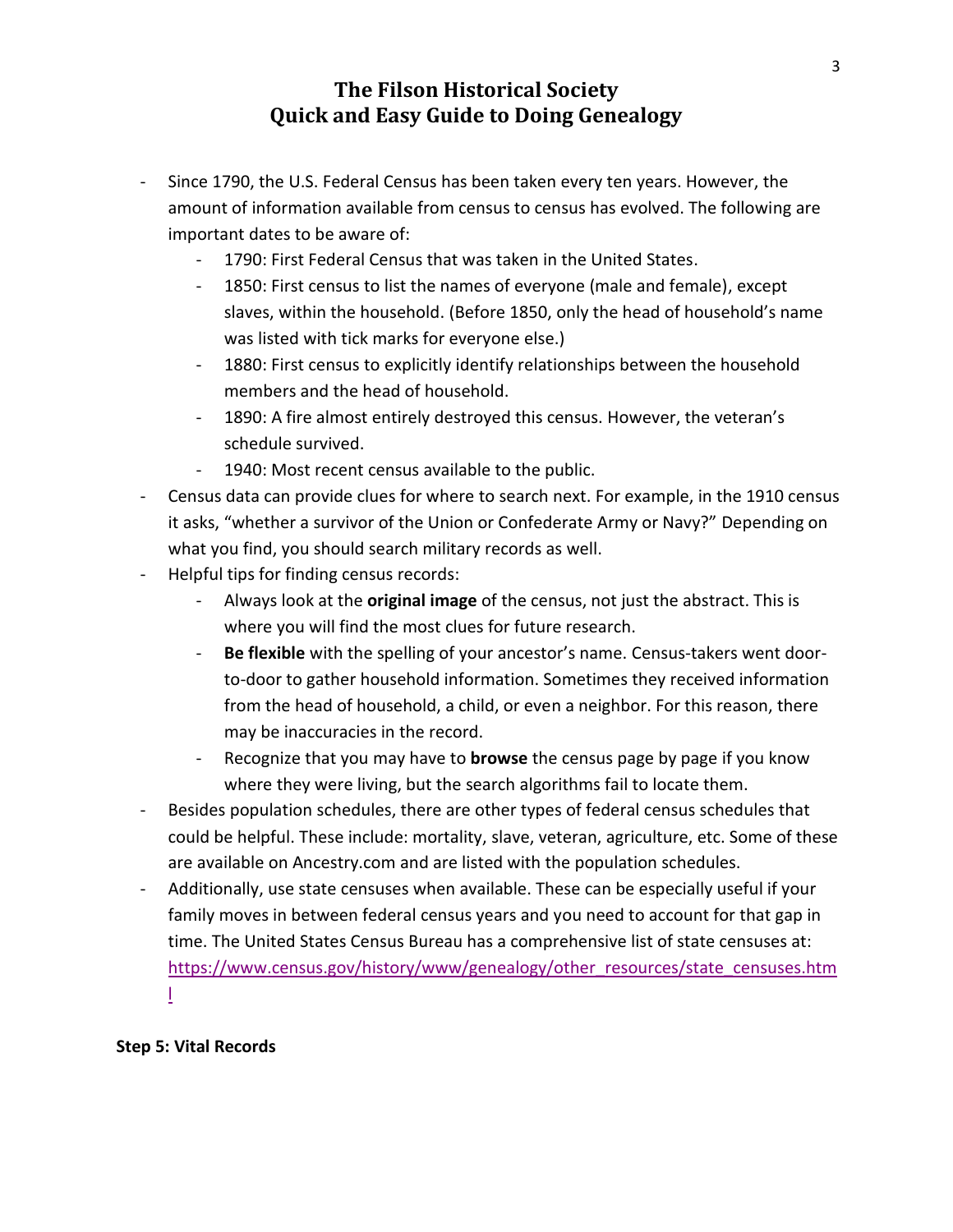- Since 1790, the U.S. Federal Census has been taken every ten years. However, the amount of information available from census to census has evolved. The following are important dates to be aware of:
  - 1790: First Federal Census that was taken in the United States.
  - 1850: First census to list the names of everyone (male and female), except slaves, within the household. (Before 1850, only the head of household's name was listed with tick marks for everyone else.)
  - 1880: First census to explicitly identify relationships between the household members and the head of household.
  - 1890: A fire almost entirely destroyed this census. However, the veteran's schedule survived.
  - 1940: Most recent census available to the public.
- Census data can provide clues for where to search next. For example, in the 1910 census it asks, "whether a survivor of the Union or Confederate Army or Navy?" Depending on what you find, you should search military records as well.
- Helpful tips for finding census records:
  - Always look at the **original image** of the census, not just the abstract. This is where you will find the most clues for future research.
  - **Be flexible** with the spelling of your ancestor's name. Census-takers went door-to-door to gather household information. Sometimes they received information from the head of household, a child, or even a neighbor. For this reason, there may be inaccuracies in the record.
  - Recognize that you may have to **browse** the census page by page if you know where they were living, but the search algorithms fail to locate them.
- Besides population schedules, there are other types of federal census schedules that could be helpful. These include: mortality, slave, veteran, agriculture, etc. Some of these are available on Ancestry.com and are listed with the population schedules.
- Additionally, use state censuses when available. These can be especially useful if your family moves in between federal census years and you need to account for that gap in time. The United States Census Bureau has a comprehensive list of state censuses at: https://www.census.gov/history/www/genealogy/other_resources/state_censuses.html

**Step 5: Vital Records**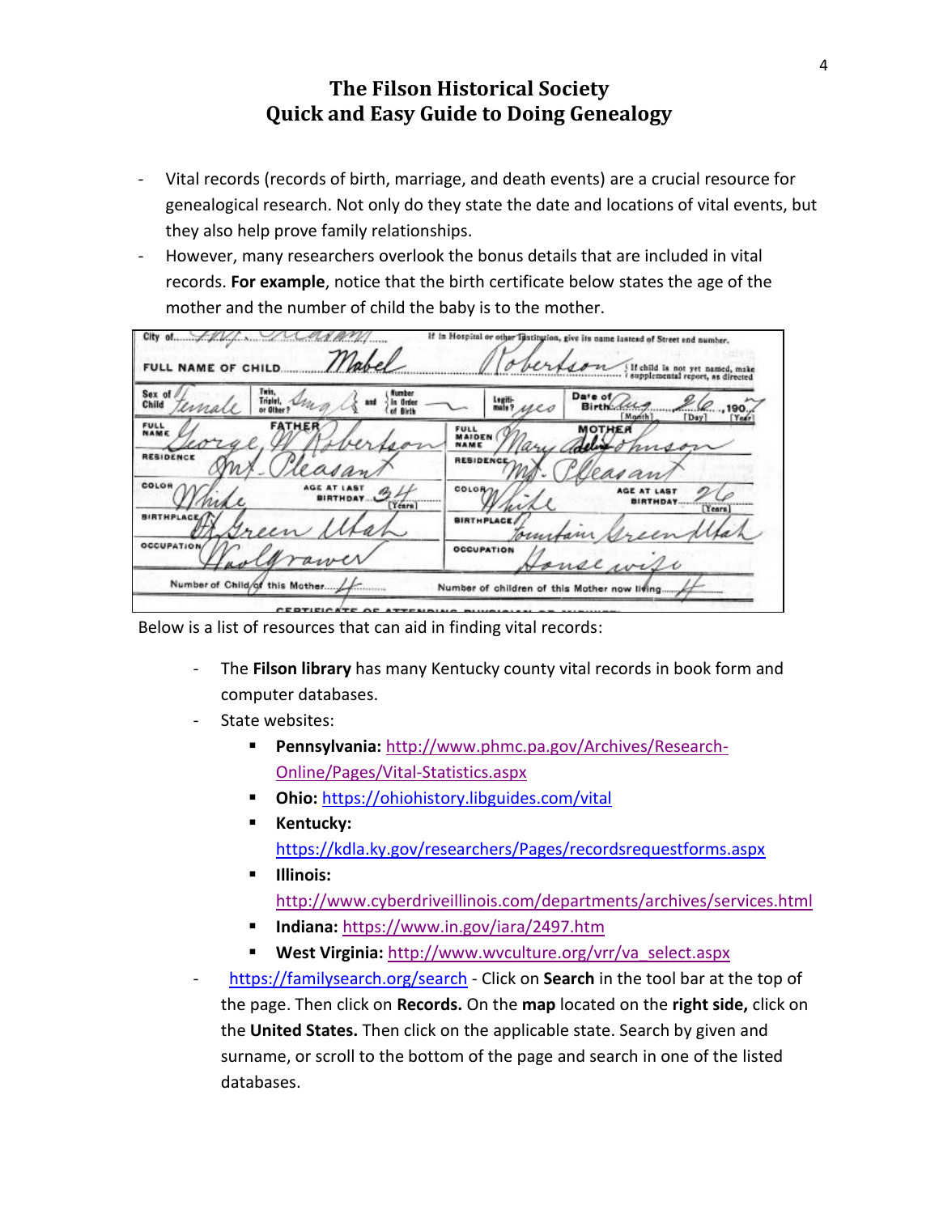# The Filson Historical Society
## Quick and Easy Guide to Doing Genealogy

- Vital records (records of birth, marriage, and death events) are a crucial resource for genealogical research. Not only do they state the date and locations of vital events, but they also help prove family relationships.
- However, many researchers overlook the bonus details that are included in vital records. **For example**, notice that the birth certificate below states the age of the mother and the number of child the baby is to the mother.

Below is a list of resources that can aid in finding vital records:

- The **Filson library** has many Kentucky county vital records in book form and computer databases.
- State websites:
  - **Pennsylvania:** http://www.phmc.pa.gov/Archives/Research-Online/Pages/Vital-Statistics.aspx
  - **Ohio:** https://ohiohistory.libguides.com/vital
  - **Kentucky:** https://kdla.ky.gov/researchers/Pages/recordsrequestforms.aspx
  - **Illinois:** http://www.cyberdriveillinois.com/departments/archives/services.html
  - **Indiana:** https://www.in.gov/iara/2497.htm
  - **West Virginia:** http://www.wvculture.org/vrr/va_select.aspx
- https://familysearch.org/search - Click on **Search** in the tool bar at the top of the page. Then click on **Records.** On the **map** located on the **right side,** click on the **United States.** Then click on the applicable state. Search by given and surname, or scroll to the bottom of the page and search in one of the listed databases.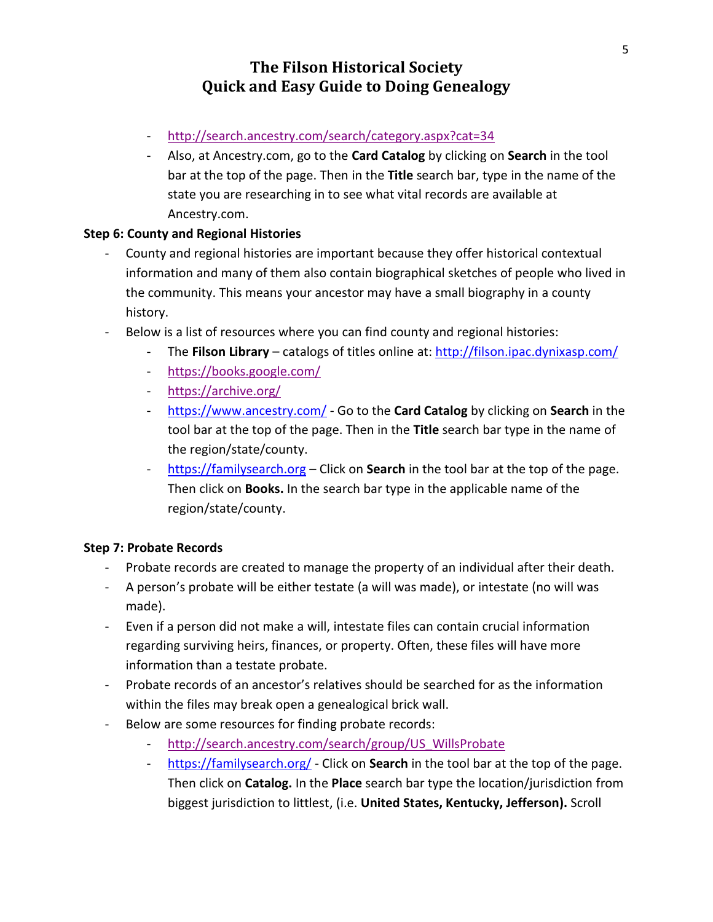- http://search.ancestry.com/search/category.aspx?cat=34
- Also, at Ancestry.com, go to the **Card Catalog** by clicking on **Search** in the tool bar at the top of the page. Then in the **Title** search bar, type in the name of the state you are researching in to see what vital records are available at Ancestry.com.

**Step 6: County and Regional Histories**

- County and regional histories are important because they offer historical contextual information and many of them also contain biographical sketches of people who lived in the community. This means your ancestor may have a small biography in a county history.
- Below is a list of resources where you can find county and regional histories:
    - The **Filson Library** – catalogs of titles online at: http://filson.ipac.dynixasp.com/
    - https://books.google.com/
    - https://archive.org/
    - https://www.ancestry.com/ - Go to the **Card Catalog** by clicking on **Search** in the tool bar at the top of the page. Then in the **Title** search bar type in the name of the region/state/county.
    - https://familysearch.org – Click on **Search** in the tool bar at the top of the page. Then click on **Books.** In the search bar type in the applicable name of the region/state/county.

**Step 7: Probate Records**

- Probate records are created to manage the property of an individual after their death.
- A person's probate will be either testate (a will was made), or intestate (no will was made).
- Even if a person did not make a will, intestate files can contain crucial information regarding surviving heirs, finances, or property. Often, these files will have more information than a testate probate.
- Probate records of an ancestor's relatives should be searched for as the information within the files may break open a genealogical brick wall.
- Below are some resources for finding probate records:
    - http://search.ancestry.com/search/group/US_WillsProbate
    - https://familysearch.org/ - Click on **Search** in the tool bar at the top of the page. Then click on **Catalog.** In the **Place** search bar type the location/jurisdiction from biggest jurisdiction to littlest, (i.e. **United States, Kentucky, Jefferson).** Scroll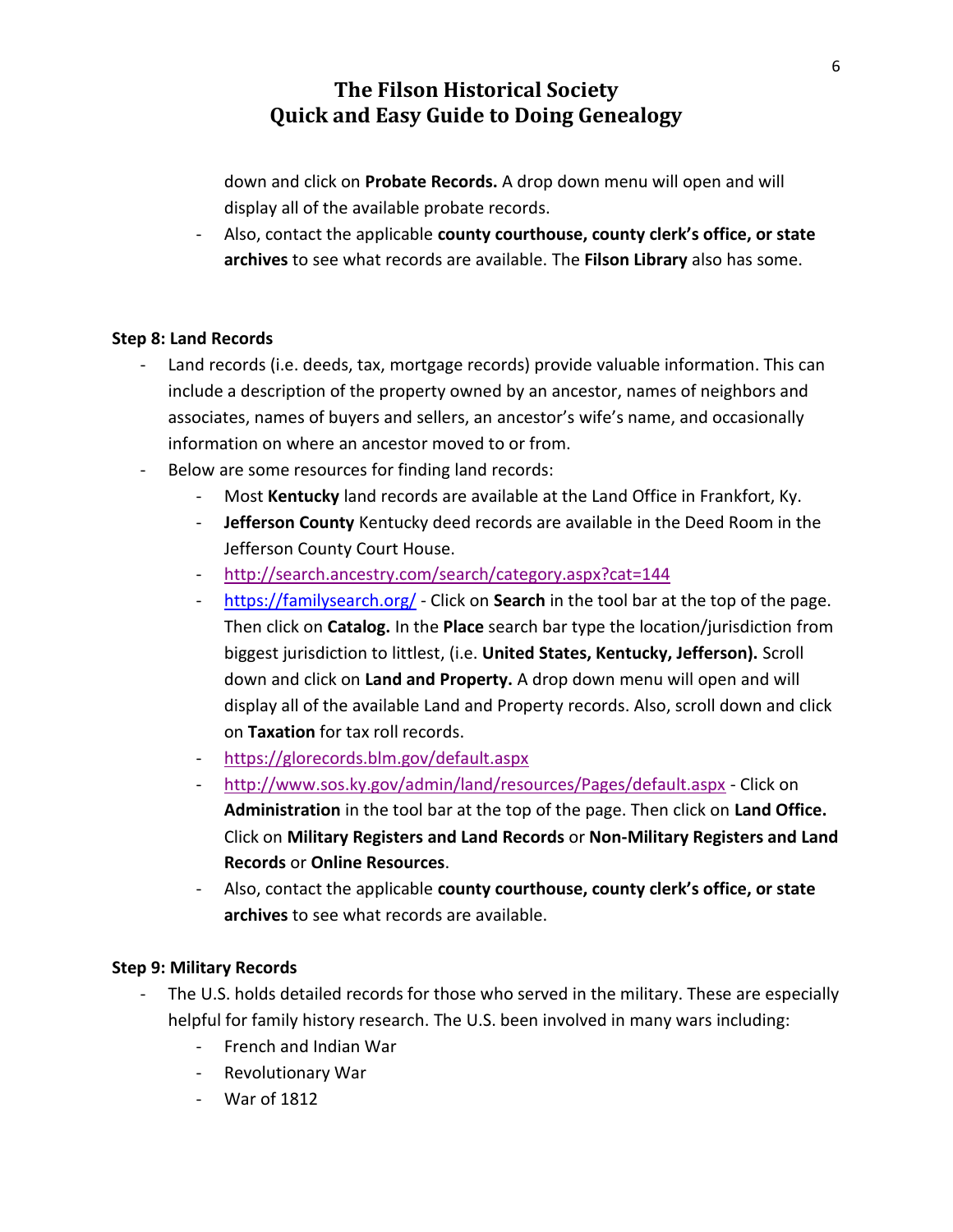down and click on **Probate Records.** A drop down menu will open and will display all of the available probate records.
  - Also, contact the applicable **county courthouse, county clerk's office, or state archives** to see what records are available. The **Filson Library** also has some.

**Step 8: Land Records**

- Land records (i.e. deeds, tax, mortgage records) provide valuable information. This can include a description of the property owned by an ancestor, names of neighbors and associates, names of buyers and sellers, an ancestor's wife's name, and occasionally information on where an ancestor moved to or from.
- Below are some resources for finding land records:
  - Most **Kentucky** land records are available at the Land Office in Frankfort, Ky.
  - **Jefferson County** Kentucky deed records are available in the Deed Room in the Jefferson County Court House.
  - http://search.ancestry.com/search/category.aspx?cat=144
  - https://familysearch.org/ - Click on **Search** in the tool bar at the top of the page. Then click on **Catalog.** In the **Place** search bar type the location/jurisdiction from biggest jurisdiction to littlest, (i.e. **United States, Kentucky, Jefferson).** Scroll down and click on **Land and Property.** A drop down menu will open and will display all of the available Land and Property records. Also, scroll down and click on **Taxation** for tax roll records.
  - https://glorecords.blm.gov/default.aspx
  - http://www.sos.ky.gov/admin/land/resources/Pages/default.aspx - Click on **Administration** in the tool bar at the top of the page. Then click on **Land Office.** Click on **Military Registers and Land Records** or **Non-Military Registers and Land Records** or **Online Resources**.
  - Also, contact the applicable **county courthouse, county clerk's office, or state archives** to see what records are available.

**Step 9: Military Records**

- The U.S. holds detailed records for those who served in the military. These are especially helpful for family history research. The U.S. been involved in many wars including:
  - French and Indian War
  - Revolutionary War
  - War of 1812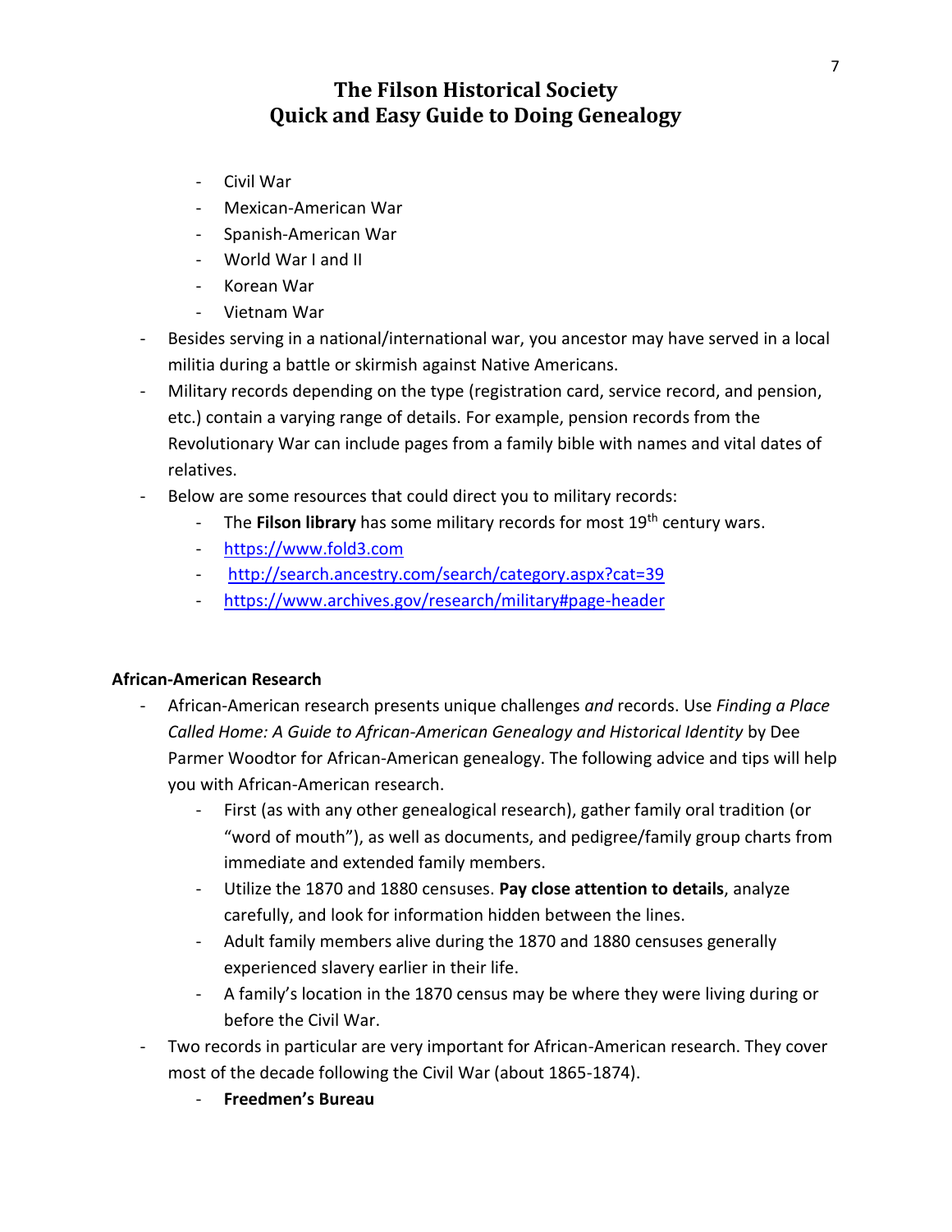- Civil War
- Mexican-American War
- Spanish-American War
- World War I and II
- Korean War
- Vietnam War

- Besides serving in a national/international war, you ancestor may have served in a local militia during a battle or skirmish against Native Americans.
- Military records depending on the type (registration card, service record, and pension, etc.) contain a varying range of details. For example, pension records from the Revolutionary War can include pages from a family bible with names and vital dates of relatives.
- Below are some resources that could direct you to military records:
  - The **Filson library** has some military records for most 19th century wars.
  - https://www.fold3.com
  - http://search.ancestry.com/search/category.aspx?cat=39
  - https://www.archives.gov/research/military#page-header

**African-American Research**

- African-American research presents unique challenges *and* records. Use *Finding a Place Called Home: A Guide to African-American Genealogy and Historical Identity* by Dee Parmer Woodtor for African-American genealogy. The following advice and tips will help you with African-American research.
  - First (as with any other genealogical research), gather family oral tradition (or "word of mouth"), as well as documents, and pedigree/family group charts from immediate and extended family members.
  - Utilize the 1870 and 1880 censuses. **Pay close attention to details**, analyze carefully, and look for information hidden between the lines.
  - Adult family members alive during the 1870 and 1880 censuses generally experienced slavery earlier in their life.
  - A family's location in the 1870 census may be where they were living during or before the Civil War.
- Two records in particular are very important for African-American research. They cover most of the decade following the Civil War (about 1865-1874).
  - **Freedmen's Bureau**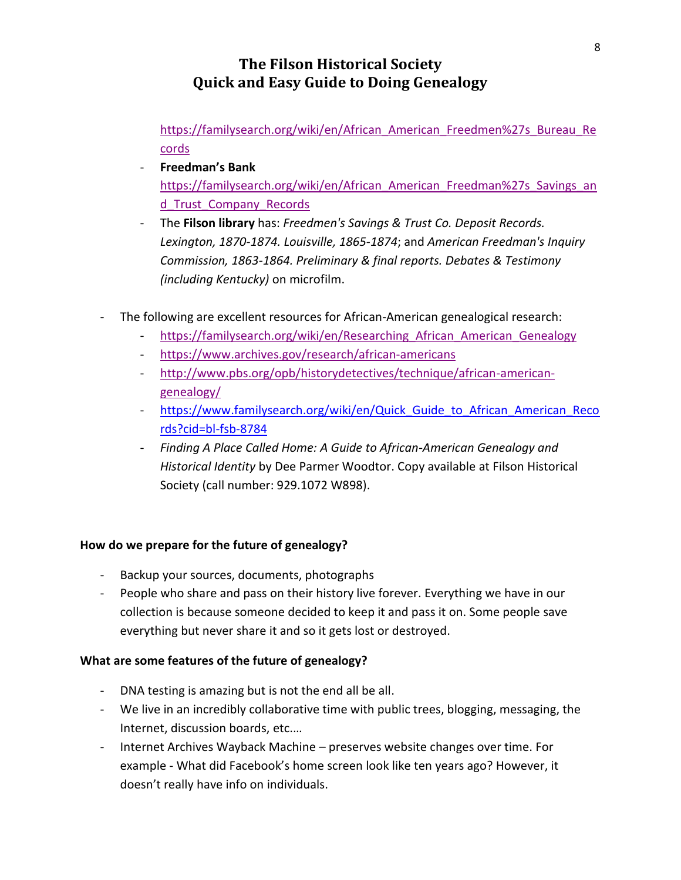https://familysearch.org/wiki/en/African_American_Freedmen%27s_Bureau_Records

- **Freedman's Bank** https://familysearch.org/wiki/en/African_American_Freedman%27s_Savings_and_Trust_Company_Records
- The **Filson library** has: *Freedmen's Savings & Trust Co. Deposit Records. Lexington, 1870-1874. Louisville, 1865-1874*; and *American Freedman's Inquiry Commission, 1863-1864. Preliminary & final reports. Debates & Testimony (including Kentucky)* on microfilm.

- The following are excellent resources for African-American genealogical research:
  - https://familysearch.org/wiki/en/Researching_African_American_Genealogy
  - https://www.archives.gov/research/african-americans
  - http://www.pbs.org/opb/historydetectives/technique/african-american-genealogy/
  - https://www.familysearch.org/wiki/en/Quick_Guide_to_African_American_Records?cid=bl-fsb-8784
  - *Finding A Place Called Home: A Guide to African-American Genealogy and Historical Identity* by Dee Parmer Woodtor. Copy available at Filson Historical Society (call number: 929.1072 W898).

**How do we prepare for the future of genealogy?**

- Backup your sources, documents, photographs
- People who share and pass on their history live forever. Everything we have in our collection is because someone decided to keep it and pass it on. Some people save everything but never share it and so it gets lost or destroyed.

**What are some features of the future of genealogy?**

- DNA testing is amazing but is not the end all be all.
- We live in an incredibly collaborative time with public trees, blogging, messaging, the Internet, discussion boards, etc.…
- Internet Archives Wayback Machine – preserves website changes over time. For example - What did Facebook's home screen look like ten years ago? However, it doesn't really have info on individuals.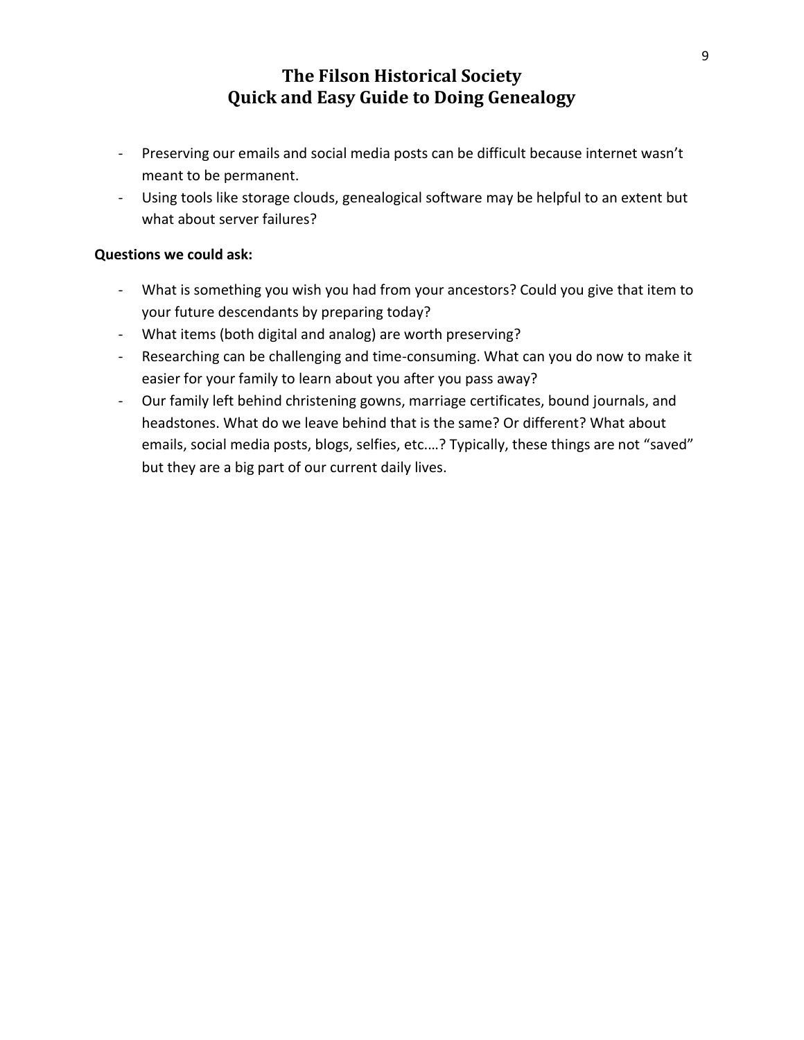- Preserving our emails and social media posts can be difficult because internet wasn't meant to be permanent.
- Using tools like storage clouds, genealogical software may be helpful to an extent but what about server failures?

**Questions we could ask:**

- What is something you wish you had from your ancestors? Could you give that item to your future descendants by preparing today?
- What items (both digital and analog) are worth preserving?
- Researching can be challenging and time-consuming. What can you do now to make it easier for your family to learn about you after you pass away?
- Our family left behind christening gowns, marriage certificates, bound journals, and headstones. What do we leave behind that is the same? Or different? What about emails, social media posts, blogs, selfies, etc.…? Typically, these things are not "saved" but they are a big part of our current daily lives.